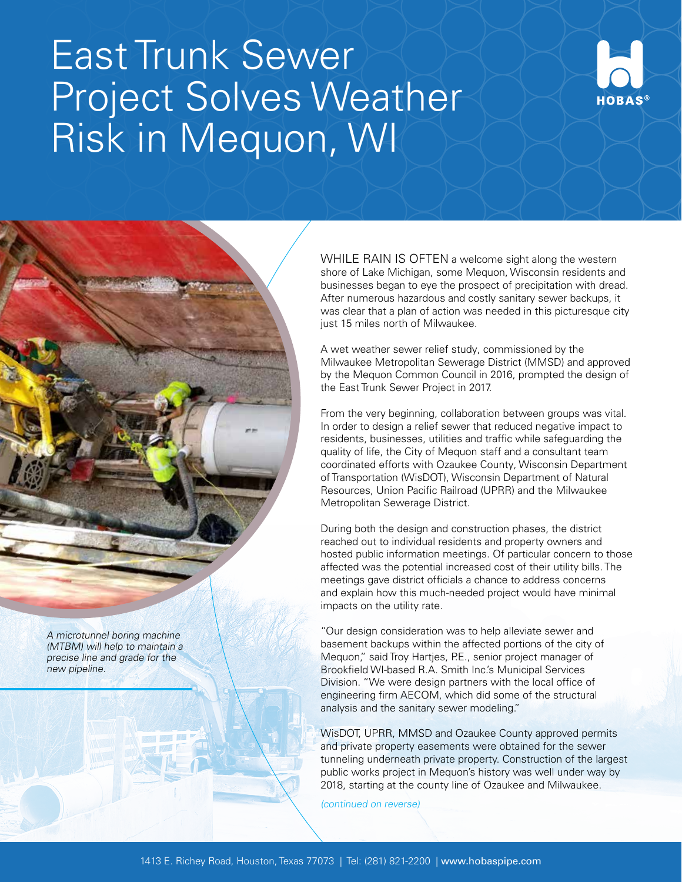# East Trunk Sewer Project Solves Weather Risk in Mequon, WI

*A microtunnel boring machine (MTBM) will help to maintain a precise line and grade for the new pipeline.*

WHILE RAIN IS OFTEN a welcome sight along the western shore of Lake Michigan, some Mequon, Wisconsin residents and businesses began to eye the prospect of precipitation with dread. After numerous hazardous and costly sanitary sewer backups, it was clear that a plan of action was needed in this picturesque city just 15 miles north of Milwaukee.

A wet weather sewer relief study, commissioned by the Milwaukee Metropolitan Sewerage District (MMSD) and approved by the Mequon Common Council in 2016, prompted the design of the East Trunk Sewer Project in 2017.

From the very beginning, collaboration between groups was vital. In order to design a relief sewer that reduced negative impact to residents, businesses, utilities and traffic while safeguarding the quality of life, the City of Mequon staff and a consultant team coordinated efforts with Ozaukee County, Wisconsin Department of Transportation (WisDOT), Wisconsin Department of Natural Resources, Union Pacific Railroad (UPRR) and the Milwaukee Metropolitan Sewerage District.

During both the design and construction phases, the district reached out to individual residents and property owners and hosted public information meetings. Of particular concern to those affected was the potential increased cost of their utility bills. The meetings gave district officials a chance to address concerns and explain how this much-needed project would have minimal impacts on the utility rate.

"Our design consideration was to help alleviate sewer and basement backups within the affected portions of the city of Mequon," said Troy Hartjes, P.E., senior project manager of Brookfield WI-based R.A. Smith Inc.'s Municipal Services Division. "We were design partners with the local office of engineering firm AECOM, which did some of the structural analysis and the sanitary sewer modeling."

WisDOT, UPRR, MMSD and Ozaukee County approved permits and private property easements were obtained for the sewer tunneling underneath private property. Construction of the largest public works project in Mequon's history was well under way by 2018, starting at the county line of Ozaukee and Milwaukee.

*(continued on reverse)*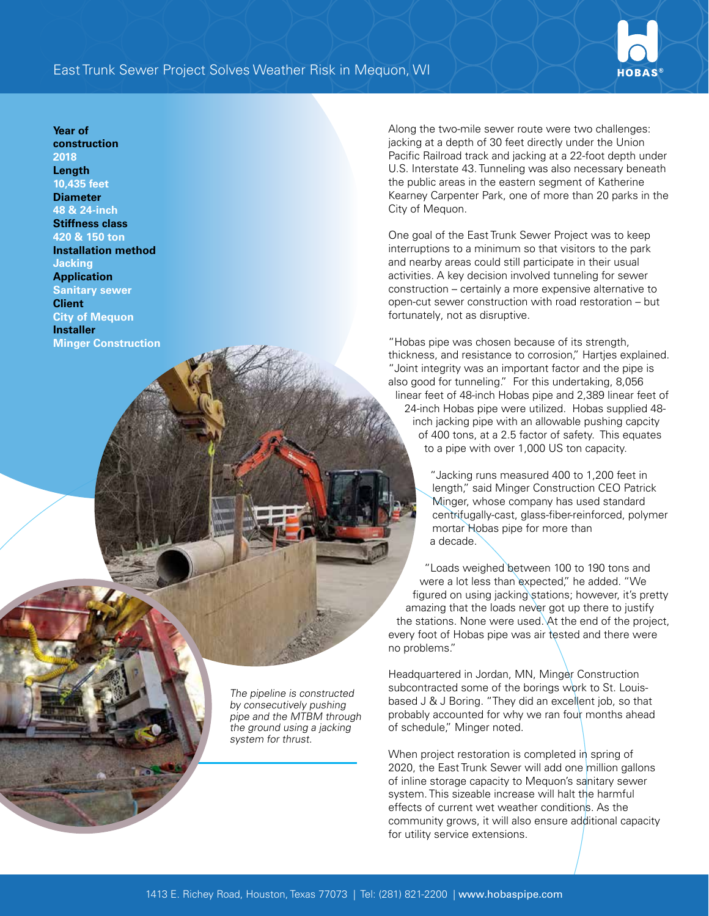# East Trunk Sewer Project Solves Weather Risk in Mequon, WI

**Year of construction**
**2018**
**Length**
**10,435 feet**
**Diameter**
**48 & 24-inch**
**Stiffness class**
**420 & 150 ton**
**Installation method**
**Jacking**
**Application**
**Sanitary sewer**
**Client**
**City of Mequon**
**Installer**
**Minger Construction**

Along the two-mile sewer route were two challenges: jacking at a depth of 30 feet directly under the Union Pacific Railroad track and jacking at a 22-foot depth under U.S. Interstate 43. Tunneling was also necessary beneath the public areas in the eastern segment of Katherine Kearney Carpenter Park, one of more than 20 parks in the City of Mequon.

One goal of the East Trunk Sewer Project was to keep interruptions to a minimum so that visitors to the park and nearby areas could still participate in their usual activities. A key decision involved tunneling for sewer construction – certainly a more expensive alternative to open-cut sewer construction with road restoration – but fortunately, not as disruptive.

"Hobas pipe was chosen because of its strength, thickness, and resistance to corrosion," Hartjes explained. "Joint integrity was an important factor and the pipe is also good for tunneling." For this undertaking, 8,056 linear feet of 48-inch Hobas pipe and 2,389 linear feet of 24-inch Hobas pipe were utilized. Hobas supplied 48-inch jacking pipe with an allowable pushing capcity of 400 tons, at a 2.5 factor of safety. This equates to a pipe with over 1,000 US ton capacity.

"Jacking runs measured 400 to 1,200 feet in length," said Minger Construction CEO Patrick Minger, whose company has used standard centrifugally-cast, glass-fiber-reinforced, polymer mortar Hobas pipe for more than a decade.

"Loads weighed between 100 to 190 tons and were a lot less than expected," he added. "We figured on using jacking stations; however, it's pretty amazing that the loads never got up there to justify the stations. None were used. At the end of the project, every foot of Hobas pipe was air tested and there were no problems."

Headquartered in Jordan, MN, Minger Construction subcontracted some of the borings work to St. Louis-based J & J Boring. "They did an excellent job, so that probably accounted for why we ran four months ahead of schedule," Minger noted.

When project restoration is completed in spring of 2020, the East Trunk Sewer will add one million gallons of inline storage capacity to Mequon's sanitary sewer system. This sizeable increase will halt the harmful effects of current wet weather conditions. As the community grows, it will also ensure additional capacity for utility service extensions.

*The pipeline is constructed by consecutively pushing pipe and the MTBM through the ground using a jacking system for thrust.*

1413 E. Richey Road, Houston, Texas 77073 | Tel: (281) 821-2200 | www.hobaspipe.com